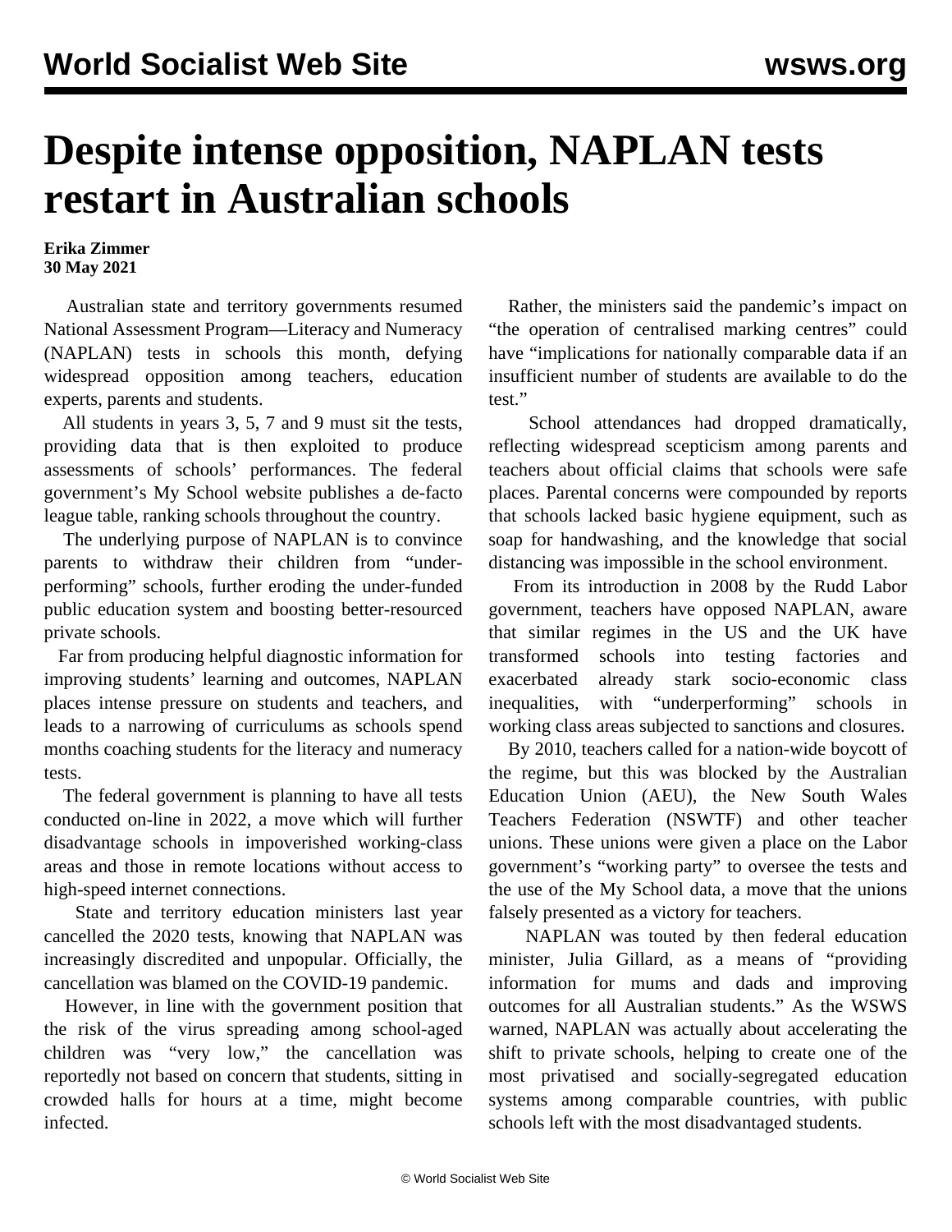# Despite intense opposition, NAPLAN tests restart in Australian schools

**Erika Zimmer**
**30 May 2021**

Australian state and territory governments resumed National Assessment Program—Literacy and Numeracy (NAPLAN) tests in schools this month, defying widespread opposition among teachers, education experts, parents and students.

All students in years 3, 5, 7 and 9 must sit the tests, providing data that is then exploited to produce assessments of schools' performances. The federal government's My School website publishes a de-facto league table, ranking schools throughout the country.

The underlying purpose of NAPLAN is to convince parents to withdraw their children from "under-performing" schools, further eroding the under-funded public education system and boosting better-resourced private schools.

Far from producing helpful diagnostic information for improving students' learning and outcomes, NAPLAN places intense pressure on students and teachers, and leads to a narrowing of curriculums as schools spend months coaching students for the literacy and numeracy tests.

The federal government is planning to have all tests conducted on-line in 2022, a move which will further disadvantage schools in impoverished working-class areas and those in remote locations without access to high-speed internet connections.

State and territory education ministers last year cancelled the 2020 tests, knowing that NAPLAN was increasingly discredited and unpopular. Officially, the cancellation was blamed on the COVID-19 pandemic.

However, in line with the government position that the risk of the virus spreading among school-aged children was "very low," the cancellation was reportedly not based on concern that students, sitting in crowded halls for hours at a time, might become infected.

Rather, the ministers said the pandemic's impact on "the operation of centralised marking centres" could have "implications for nationally comparable data if an insufficient number of students are available to do the test."

School attendances had dropped dramatically, reflecting widespread scepticism among parents and teachers about official claims that schools were safe places. Parental concerns were compounded by reports that schools lacked basic hygiene equipment, such as soap for handwashing, and the knowledge that social distancing was impossible in the school environment.

From its introduction in 2008 by the Rudd Labor government, teachers have opposed NAPLAN, aware that similar regimes in the US and the UK have transformed schools into testing factories and exacerbated already stark socio-economic class inequalities, with "underperforming" schools in working class areas subjected to sanctions and closures.

By 2010, teachers called for a nation-wide boycott of the regime, but this was blocked by the Australian Education Union (AEU), the New South Wales Teachers Federation (NSWTF) and other teacher unions. These unions were given a place on the Labor government's "working party" to oversee the tests and the use of the My School data, a move that the unions falsely presented as a victory for teachers.

NAPLAN was touted by then federal education minister, Julia Gillard, as a means of "providing information for mums and dads and improving outcomes for all Australian students." As the WSWS warned, NAPLAN was actually about accelerating the shift to private schools, helping to create one of the most privatised and socially-segregated education systems among comparable countries, with public schools left with the most disadvantaged students.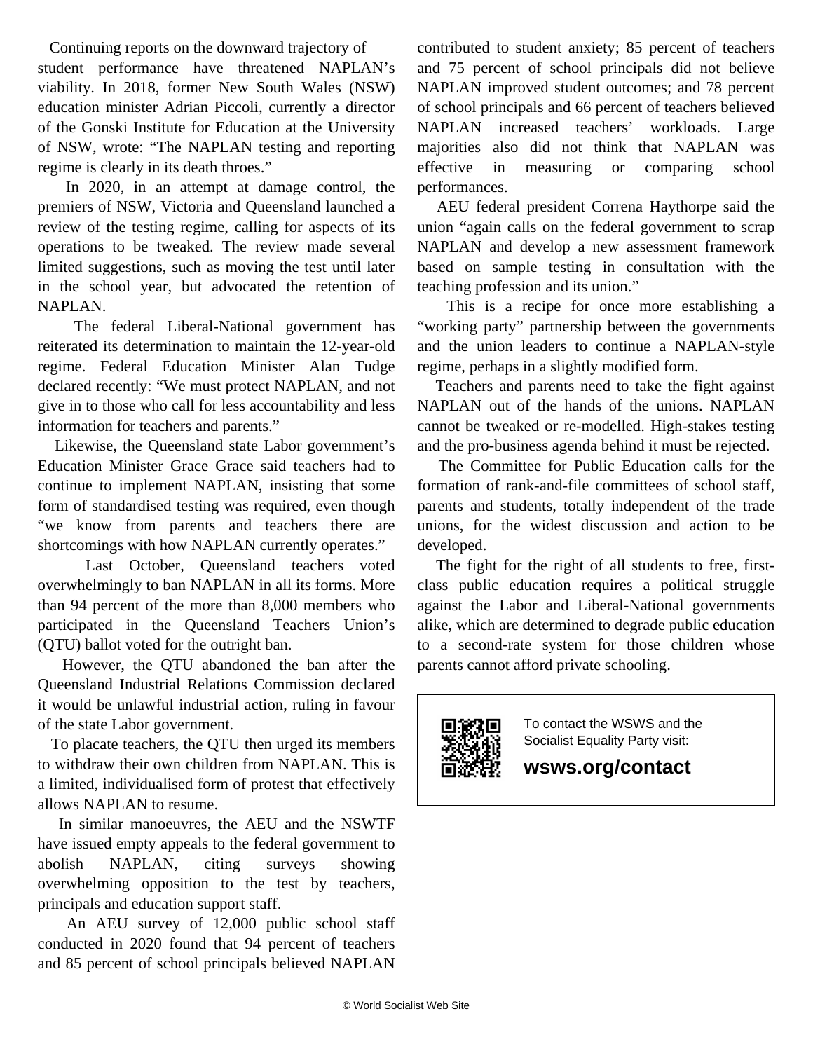Continuing reports on the downward trajectory of student performance have threatened NAPLAN's viability. In 2018, former New South Wales (NSW) education minister Adrian Piccoli, currently a director of the Gonski Institute for Education at the University of NSW, wrote: "The NAPLAN testing and reporting regime is clearly in its death throes."

In 2020, in an attempt at damage control, the premiers of NSW, Victoria and Queensland launched a review of the testing regime, calling for aspects of its operations to be tweaked. The review made several limited suggestions, such as moving the test until later in the school year, but advocated the retention of NAPLAN.

The federal Liberal-National government has reiterated its determination to maintain the 12-year-old regime. Federal Education Minister Alan Tudge declared recently: "We must protect NAPLAN, and not give in to those who call for less accountability and less information for teachers and parents."

Likewise, the Queensland state Labor government's Education Minister Grace Grace said teachers had to continue to implement NAPLAN, insisting that some form of standardised testing was required, even though "we know from parents and teachers there are shortcomings with how NAPLAN currently operates."

Last October, Queensland teachers voted overwhelmingly to ban NAPLAN in all its forms. More than 94 percent of the more than 8,000 members who participated in the Queensland Teachers Union's (QTU) ballot voted for the outright ban.

However, the QTU abandoned the ban after the Queensland Industrial Relations Commission declared it would be unlawful industrial action, ruling in favour of the state Labor government.

To placate teachers, the QTU then urged its members to withdraw their own children from NAPLAN. This is a limited, individualised form of protest that effectively allows NAPLAN to resume.

In similar manoeuvres, the AEU and the NSWTF have issued empty appeals to the federal government to abolish NAPLAN, citing surveys showing overwhelming opposition to the test by teachers, principals and education support staff.

An AEU survey of 12,000 public school staff conducted in 2020 found that 94 percent of teachers and 85 percent of school principals believed NAPLAN contributed to student anxiety; 85 percent of teachers and 75 percent of school principals did not believe NAPLAN improved student outcomes; and 78 percent of school principals and 66 percent of teachers believed NAPLAN increased teachers' workloads. Large majorities also did not think that NAPLAN was effective in measuring or comparing school performances.

AEU federal president Correna Haythorpe said the union "again calls on the federal government to scrap NAPLAN and develop a new assessment framework based on sample testing in consultation with the teaching profession and its union."

This is a recipe for once more establishing a "working party" partnership between the governments and the union leaders to continue a NAPLAN-style regime, perhaps in a slightly modified form.

Teachers and parents need to take the fight against NAPLAN out of the hands of the unions. NAPLAN cannot be tweaked or re-modelled. High-stakes testing and the pro-business agenda behind it must be rejected.

The Committee for Public Education calls for the formation of rank-and-file committees of school staff, parents and students, totally independent of the trade unions, for the widest discussion and action to be developed.

The fight for the right of all students to free, first-class public education requires a political struggle against the Labor and Liberal-National governments alike, which are determined to degrade public education to a second-rate system for those children whose parents cannot afford private schooling.

To contact the WSWS and the Socialist Equality Party visit:

**wsws.org/contact**